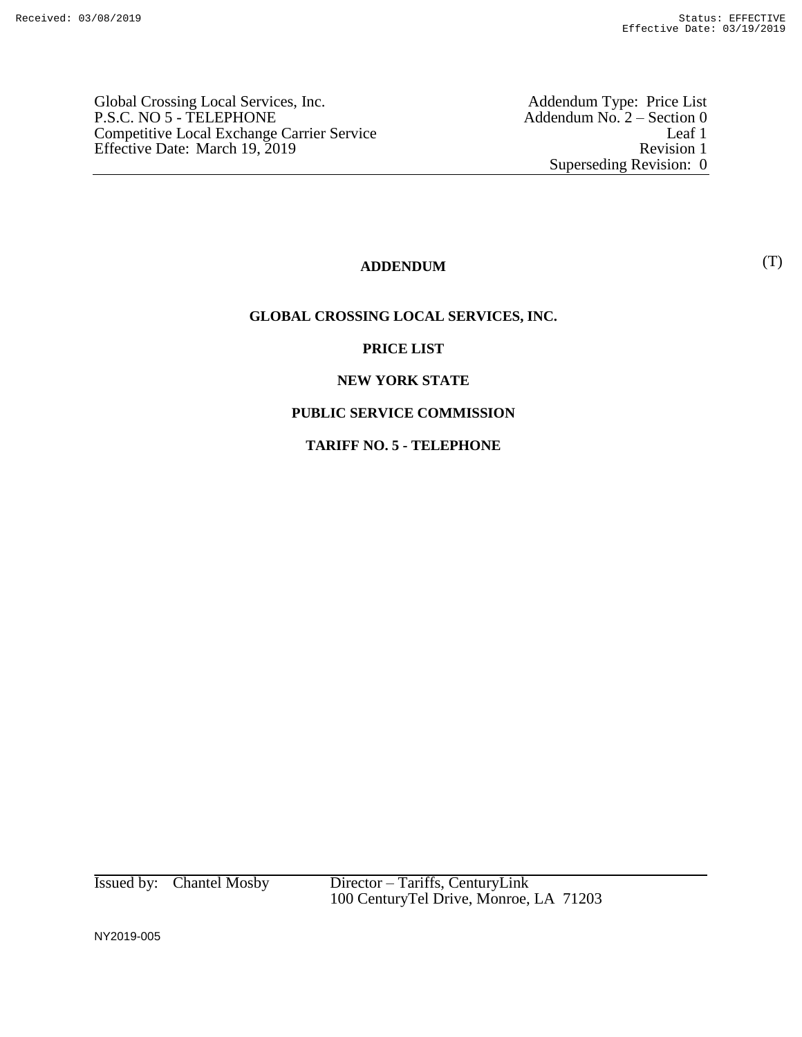Global Crossing Local Services, Inc.
P.S.C. NO 5 - TELEPHONE
Competitive Local Exchange Carrier Service
Effective Date: March 19, 2019

Addendum Type: Price List
Addendum No. 2 – Section 0
Leaf 1
Revision 1
Superseding Revision: 0

**ADDENDUM** (T)

**GLOBAL CROSSING LOCAL SERVICES, INC.**

**PRICE LIST**

**NEW YORK STATE**

**PUBLIC SERVICE COMMISSION**

**TARIFF NO. 5 - TELEPHONE**

Issued by: Chantel Mosby Director – Tariffs, CenturyLink
100 CenturyTel Drive, Monroe, LA 71203

NY2019-005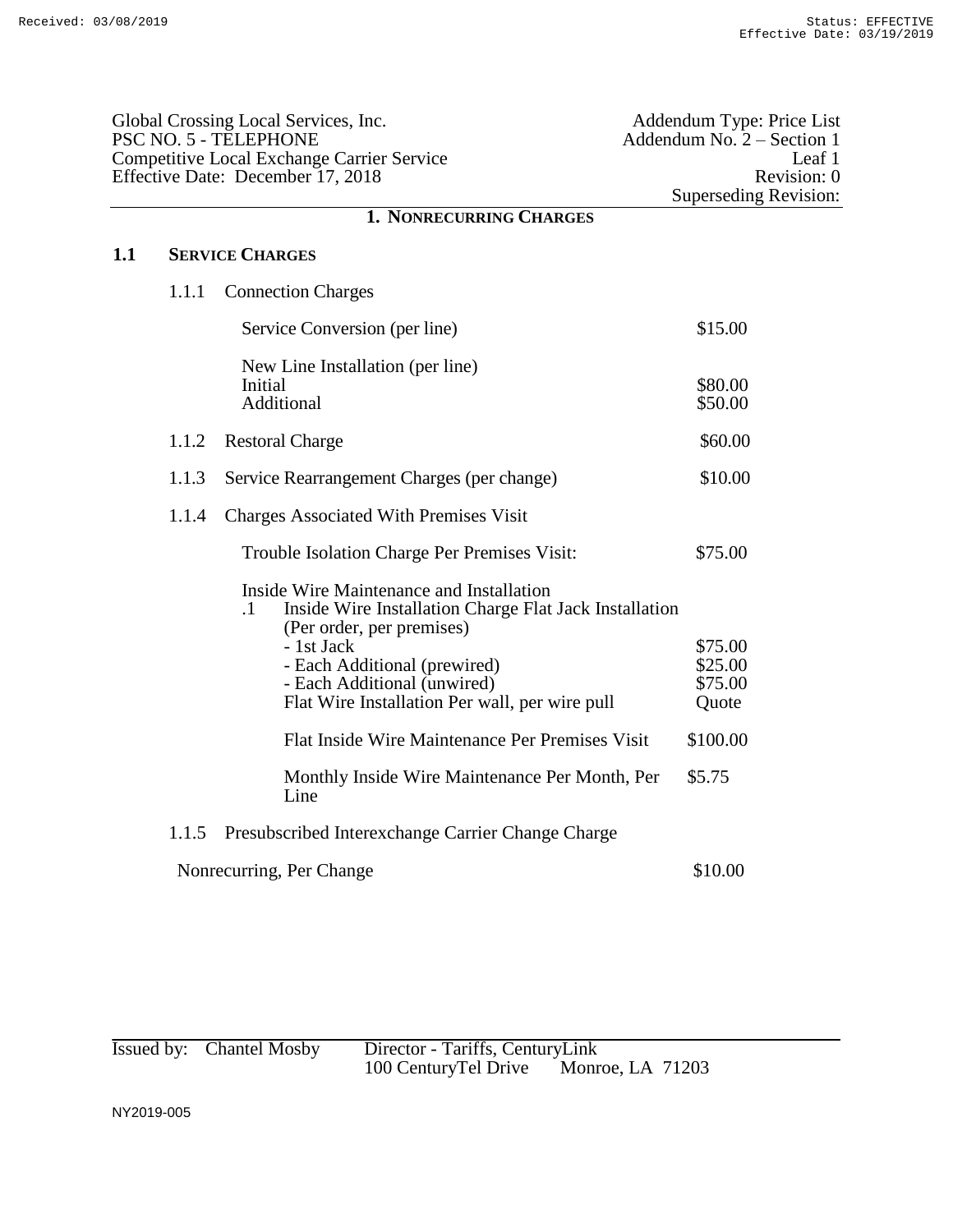Global Crossing Local Services, Inc.
PSC NO. 5 - TELEPHONE
Competitive Local Exchange Carrier Service
Effective Date: December 17, 2018

Addendum Type: Price List
Addendum No. 2 – Section 1
Leaf 1
Revision: 0
Superseding Revision:

## 1. NONRECURRING CHARGES

### 1.1 SERVICE CHARGES

1.1.1 Connection Charges

| | |
|---|---|
| Service Conversion (per line) | \$15.00 |
| New Line Installation (per line) | |
| Initial | \$80.00 |
| Additional | \$50.00 |

| | |
|---|---|
| 1.1.2 Restoral Charge | \$60.00 |
| 1.1.3 Service Rearrangement Charges (per change) | \$10.00 |

1.1.4 Charges Associated With Premises Visit

| | |
|---|---|
| Trouble Isolation Charge Per Premises Visit: | \$75.00 |
| Inside Wire Maintenance and Installation | |
| .1 Inside Wire Installation Charge Flat Jack Installation (Per order, per premises) | |
| - 1st Jack | \$75.00 |
| - Each Additional (prewired) | \$25.00 |
| - Each Additional (unwired) | \$75.00 |
| Flat Wire Installation Per wall, per wire pull | Quote |
| Flat Inside Wire Maintenance Per Premises Visit | \$100.00 |
| Monthly Inside Wire Maintenance Per Month, Per Line | \$5.75 |

1.1.5 Presubscribed Interexchange Carrier Change Charge

| | |
|---|---|
| Nonrecurring, Per Change | \$10.00 |

Issued by: Chantel Mosby Director - Tariffs, CenturyLink
100 CenturyTel Drive Monroe, LA 71203

NY2019-005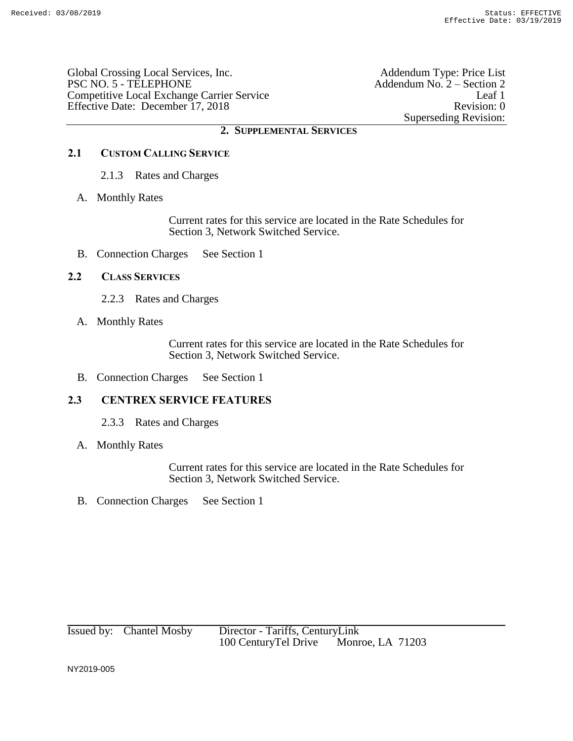Global Crossing Local Services, Inc.
PSC NO. 5 - TELEPHONE
Competitive Local Exchange Carrier Service
Effective Date: December 17, 2018

Addendum Type: Price List
Addendum No. 2 – Section 2
Leaf 1
Revision: 0
Superseding Revision:

## 2. SUPPLEMENTAL SERVICES

### 2.1 CUSTOM CALLING SERVICE

2.1.3 Rates and Charges

A. Monthly Rates

Current rates for this service are located in the Rate Schedules for Section 3, Network Switched Service.

B. Connection Charges See Section 1

### 2.2 CLASS SERVICES

2.2.3 Rates and Charges

A. Monthly Rates

Current rates for this service are located in the Rate Schedules for Section 3, Network Switched Service.

B. Connection Charges See Section 1

### 2.3 CENTREX SERVICE FEATURES

2.3.3 Rates and Charges

A. Monthly Rates

Current rates for this service are located in the Rate Schedules for Section 3, Network Switched Service.

B. Connection Charges See Section 1

Issued by: Chantel Mosby Director - Tariffs, CenturyLink
100 CenturyTel Drive Monroe, LA 71203

NY2019-005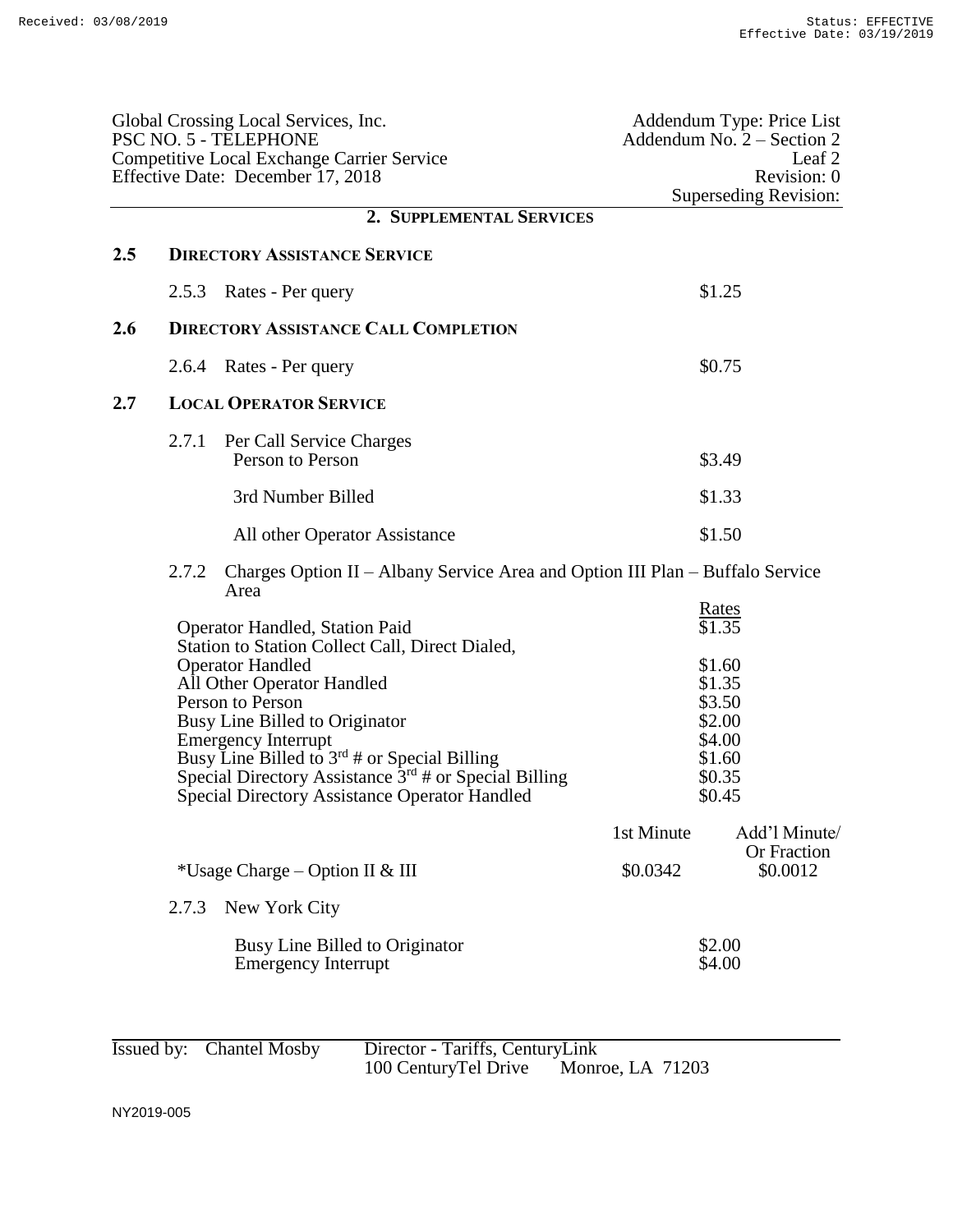Global Crossing Local Services, Inc.
PSC NO. 5 - TELEPHONE
Competitive Local Exchange Carrier Service
Effective Date: December 17, 2018

Addendum Type: Price List
Addendum No. 2 – Section 2
Leaf 2
Revision: 0
Superseding Revision:

## 2. SUPPLEMENTAL SERVICES

### 2.5 DIRECTORY ASSISTANCE SERVICE

| | |
|---|---|
| 2.5.3 Rates - Per query | $1.25 |

### 2.6 DIRECTORY ASSISTANCE CALL COMPLETION

| | |
|---|---|
| 2.6.4 Rates - Per query | $0.75 |

### 2.7 LOCAL OPERATOR SERVICE

2.7.1 Per Call Service Charges

| | |
|---|---|
| Person to Person | $3.49 |
| 3rd Number Billed | $1.33 |
| All other Operator Assistance | $1.50 |

2.7.2 Charges Option II – Albany Service Area and Option III Plan – Buffalo Service Area

| | Rates |
|---|---|
| Operator Handled, Station Paid | $1.35 |
| Station to Station Collect Call, Direct Dialed, Operator Handled | $1.60 |
| All Other Operator Handled | $1.35 |
| Person to Person | $3.50 |
| Busy Line Billed to Originator | $2.00 |
| Emergency Interrupt | $4.00 |
| Busy Line Billed to 3rd # or Special Billing | $1.60 |
| Special Directory Assistance 3rd # or Special Billing | $0.35 |
| Special Directory Assistance Operator Handled | $0.45 |

| | 1st Minute | Add'l Minute/ Or Fraction |
|---|---|---|
| *Usage Charge – Option II & III | $0.0342 | $0.0012 |

2.7.3 New York City

| | |
|---|---|
| Busy Line Billed to Originator | $2.00 |
| Emergency Interrupt | $4.00 |

Issued by: Chantel Mosby Director - Tariffs, CenturyLink
100 CenturyTel Drive Monroe, LA 71203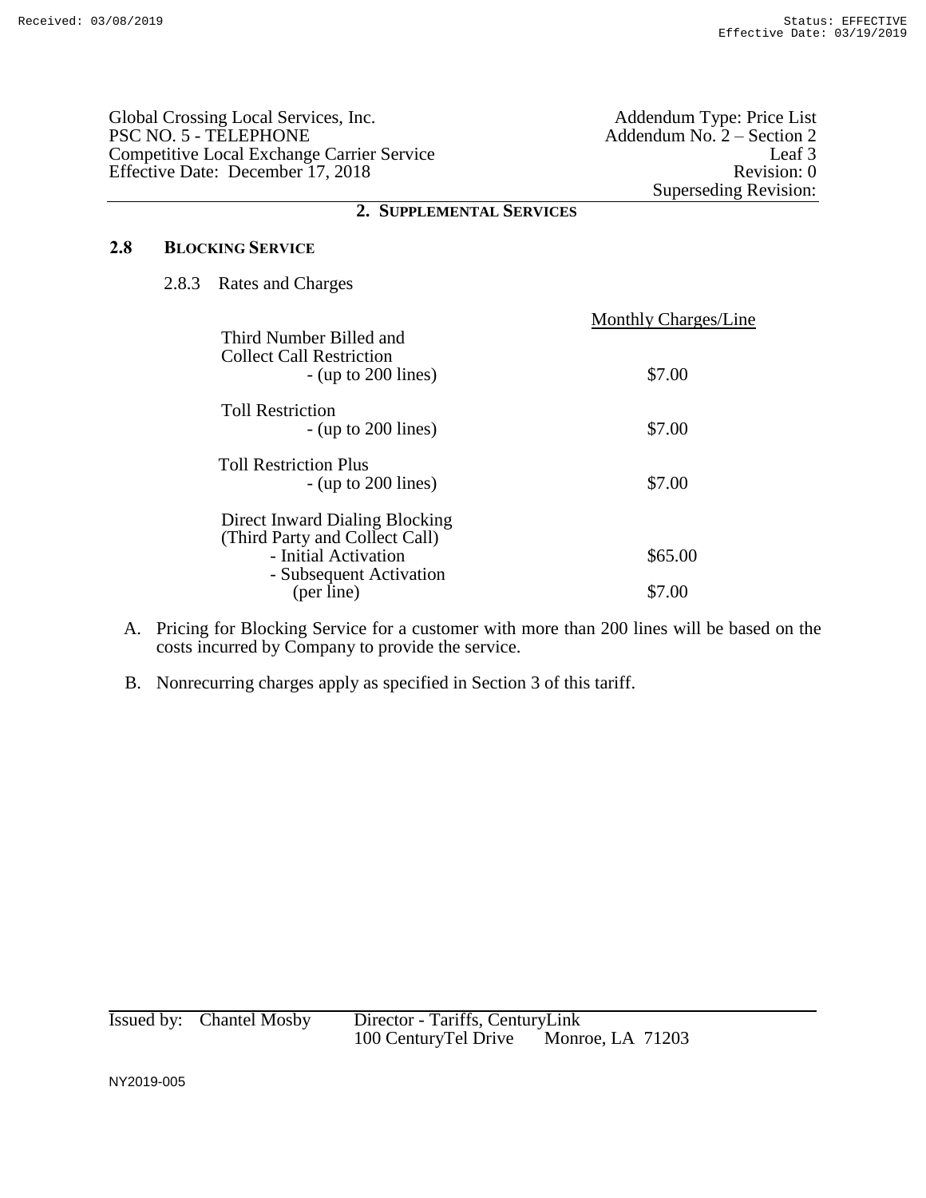Global Crossing Local Services, Inc.
PSC NO. 5 - TELEPHONE
Competitive Local Exchange Carrier Service
Effective Date: December 17, 2018

Addendum Type: Price List
Addendum No. 2 – Section 2
Leaf 3
Revision: 0
Superseding Revision:

## 2. SUPPLEMENTAL SERVICES

### 2.8 BLOCKING SERVICE

2.8.3 Rates and Charges

| | Monthly Charges/Line |
|---|---|
| Third Number Billed and Collect Call Restriction - (up to 200 lines) | $7.00 |
| Toll Restriction - (up to 200 lines) | $7.00 |
| Toll Restriction Plus - (up to 200 lines) | $7.00 |
| Direct Inward Dialing Blocking (Third Party and Collect Call) | |
| - Initial Activation | $65.00 |
| - Subsequent Activation (per line) | $7.00 |

A. Pricing for Blocking Service for a customer with more than 200 lines will be based on the costs incurred by Company to provide the service.

B. Nonrecurring charges apply as specified in Section 3 of this tariff.

Issued by: Chantel Mosby Director - Tariffs, CenturyLink
100 CenturyTel Drive Monroe, LA 71203

NY2019-005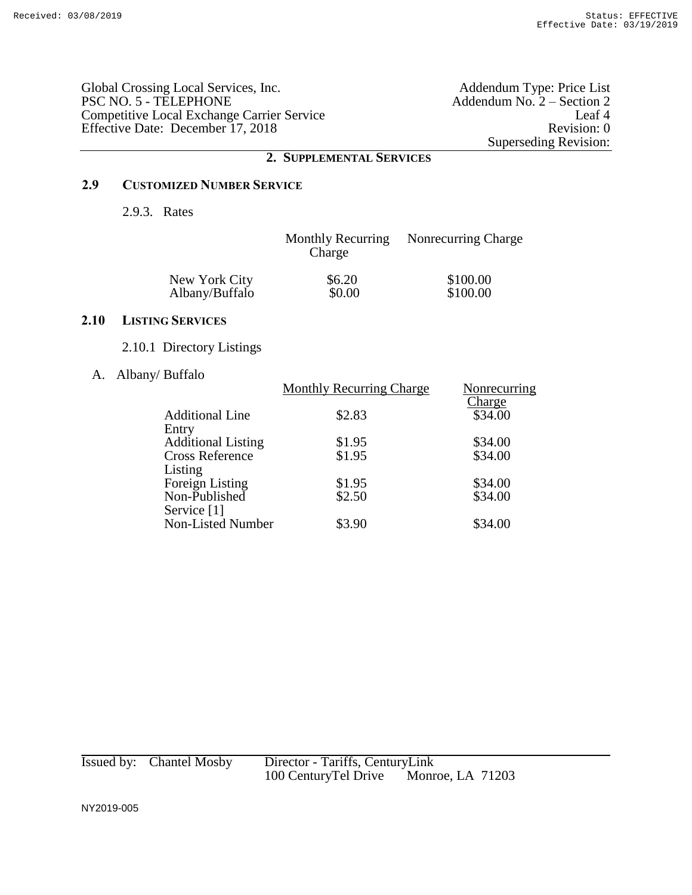Global Crossing Local Services, Inc.
PSC NO. 5 - TELEPHONE
Competitive Local Exchange Carrier Service
Effective Date: December 17, 2018

Addendum Type: Price List
Addendum No. 2 – Section 2
Leaf 4
Revision: 0
Superseding Revision:

## 2. SUPPLEMENTAL SERVICES

### 2.9 CUSTOMIZED NUMBER SERVICE

2.9.3. Rates

| | Monthly Recurring Charge | Nonrecurring Charge |
|---|---|---|
| New York City | $6.20 | $100.00 |
| Albany/Buffalo | $0.00 | $100.00 |

### 2.10 LISTING SERVICES

2.10.1 Directory Listings

A. Albany/ Buffalo

| | Monthly Recurring Charge | Nonrecurring Charge |
|---|---|---|
| Additional Line Entry | $2.83 | $34.00 |
| Additional Listing | $1.95 | $34.00 |
| Cross Reference Listing | $1.95 | $34.00 |
| Foreign Listing | $1.95 | $34.00 |
| Non-Published Service [1] | $2.50 | $34.00 |
| Non-Listed Number | $3.90 | $34.00 |

Issued by: Chantel Mosby Director - Tariffs, CenturyLink
100 CenturyTel Drive Monroe, LA 71203

NY2019-005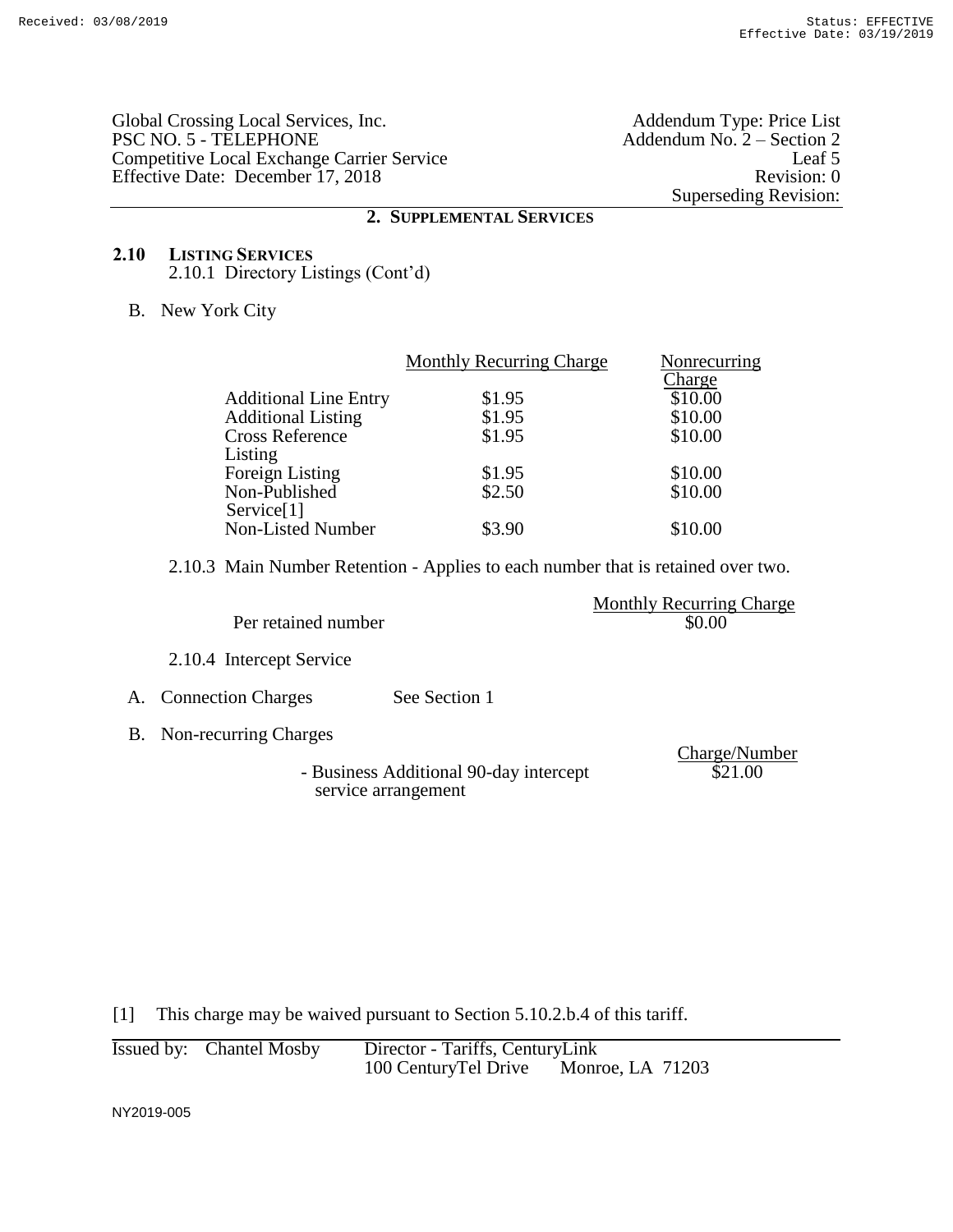Global Crossing Local Services, Inc.
PSC NO. 5 - TELEPHONE
Competitive Local Exchange Carrier Service
Effective Date: December 17, 2018

Addendum Type: Price List
Addendum No. 2 – Section 2
Leaf 5
Revision: 0
Superseding Revision:

## 2. SUPPLEMENTAL SERVICES

### 2.10 LISTING SERVICES

2.10.1 Directory Listings (Cont'd)

B. New York City

| | Monthly Recurring Charge | Nonrecurring Charge |
|---|---|---|
| Additional Line Entry | $1.95 | $10.00 |
| Additional Listing | $1.95 | $10.00 |
| Cross Reference Listing | $1.95 | $10.00 |
| Foreign Listing | $1.95 | $10.00 |
| Non-Published Service[1] | $2.50 | $10.00 |
| Non-Listed Number | $3.90 | $10.00 |

2.10.3 Main Number Retention - Applies to each number that is retained over two.

| | Monthly Recurring Charge |
|---|---|
| Per retained number | $0.00 |

2.10.4 Intercept Service

A. Connection Charges See Section 1

B. Non-recurring Charges

| | Charge/Number |
|---|---|
| - Business Additional 90-day intercept service arrangement | $21.00 |

[1] This charge may be waived pursuant to Section 5.10.2.b.4 of this tariff.

Issued by: Chantel Mosby Director - Tariffs, CenturyLink
100 CenturyTel Drive Monroe, LA 71203

NY2019-005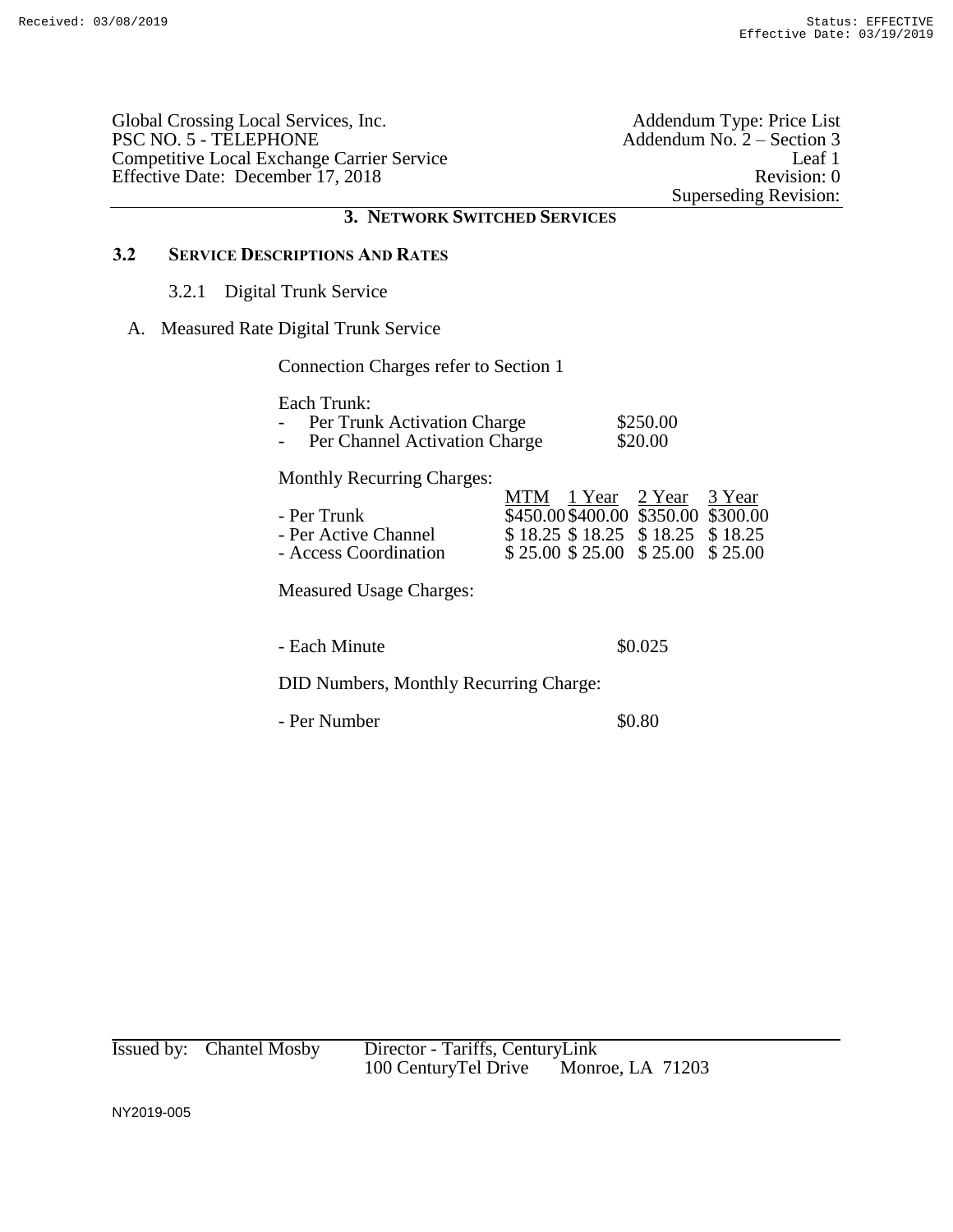## 3. NETWORK SWITCHED SERVICES

### 3.2 SERVICE DESCRIPTIONS AND RATES

3.2.1 Digital Trunk Service

A. Measured Rate Digital Trunk Service

Connection Charges refer to Section 1

Each Trunk:

| | |
|---|---|
| - Per Trunk Activation Charge | \$250.00 |
| - Per Channel Activation Charge | \$20.00 |

Monthly Recurring Charges:

| | MTM | 1 Year | 2 Year | 3 Year |
|---|---|---|---|---|
| - Per Trunk | \$450.00 | \$400.00 | \$350.00 | \$300.00 |
| - Per Active Channel | \$ 18.25 | \$ 18.25 | \$ 18.25 | \$ 18.25 |
| - Access Coordination | \$ 25.00 | \$ 25.00 | \$ 25.00 | \$ 25.00 |

Measured Usage Charges:

| | |
|---|---|
| - Each Minute | \$0.025 |

DID Numbers, Monthly Recurring Charge:

| | |
|---|---|
| - Per Number | \$0.80 |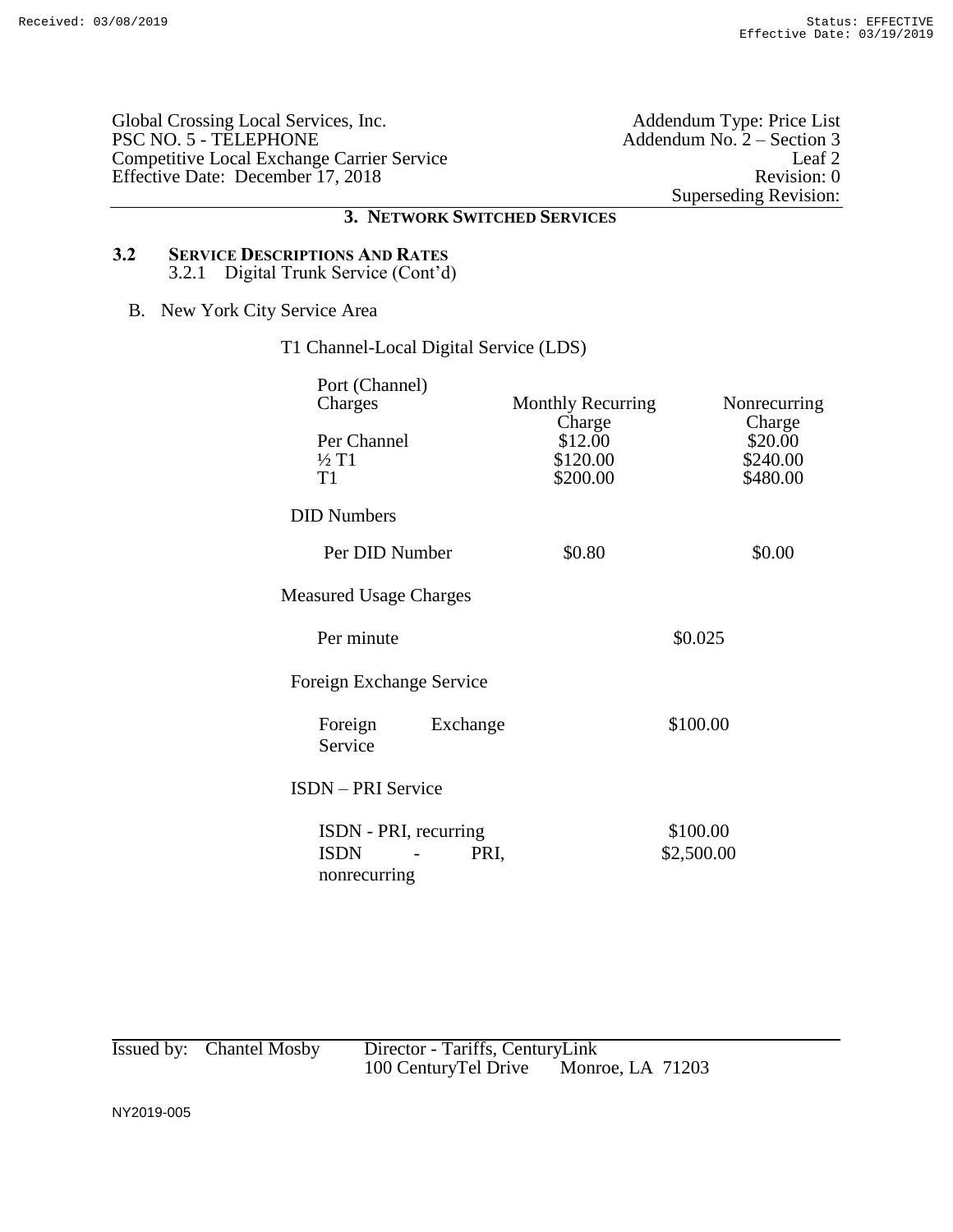Global Crossing Local Services, Inc.
PSC NO. 5 - TELEPHONE
Competitive Local Exchange Carrier Service
Effective Date: December 17, 2018

Addendum Type: Price List
Addendum No. 2 – Section 3
Leaf 2
Revision: 0
Superseding Revision:

## 3. NETWORK SWITCHED SERVICES

### 3.2 SERVICE DESCRIPTIONS AND RATES

3.2.1 Digital Trunk Service (Cont'd)

B. New York City Service Area

T1 Channel-Local Digital Service (LDS)

| Port (Channel) Charges | Monthly Recurring Charge | Nonrecurring Charge |
|---|---|---|
| Per Channel | $12.00 | $20.00 |
| ½ T1 | $120.00 | $240.00 |
| T1 | $200.00 | $480.00 |

DID Numbers

| | | |
|---|---|---|
| Per DID Number | $0.80 | $0.00 |

Measured Usage Charges

| | |
|---|---|
| Per minute | $0.025 |

Foreign Exchange Service

| | |
|---|---|
| Foreign Exchange Service | $100.00 |

ISDN – PRI Service

| | |
|---|---|
| ISDN - PRI, recurring | $100.00 |
| ISDN - PRI, nonrecurring | $2,500.00 |

Issued by: Chantel Mosby Director - Tariffs, CenturyLink
100 CenturyTel Drive Monroe, LA 71203

NY2019-005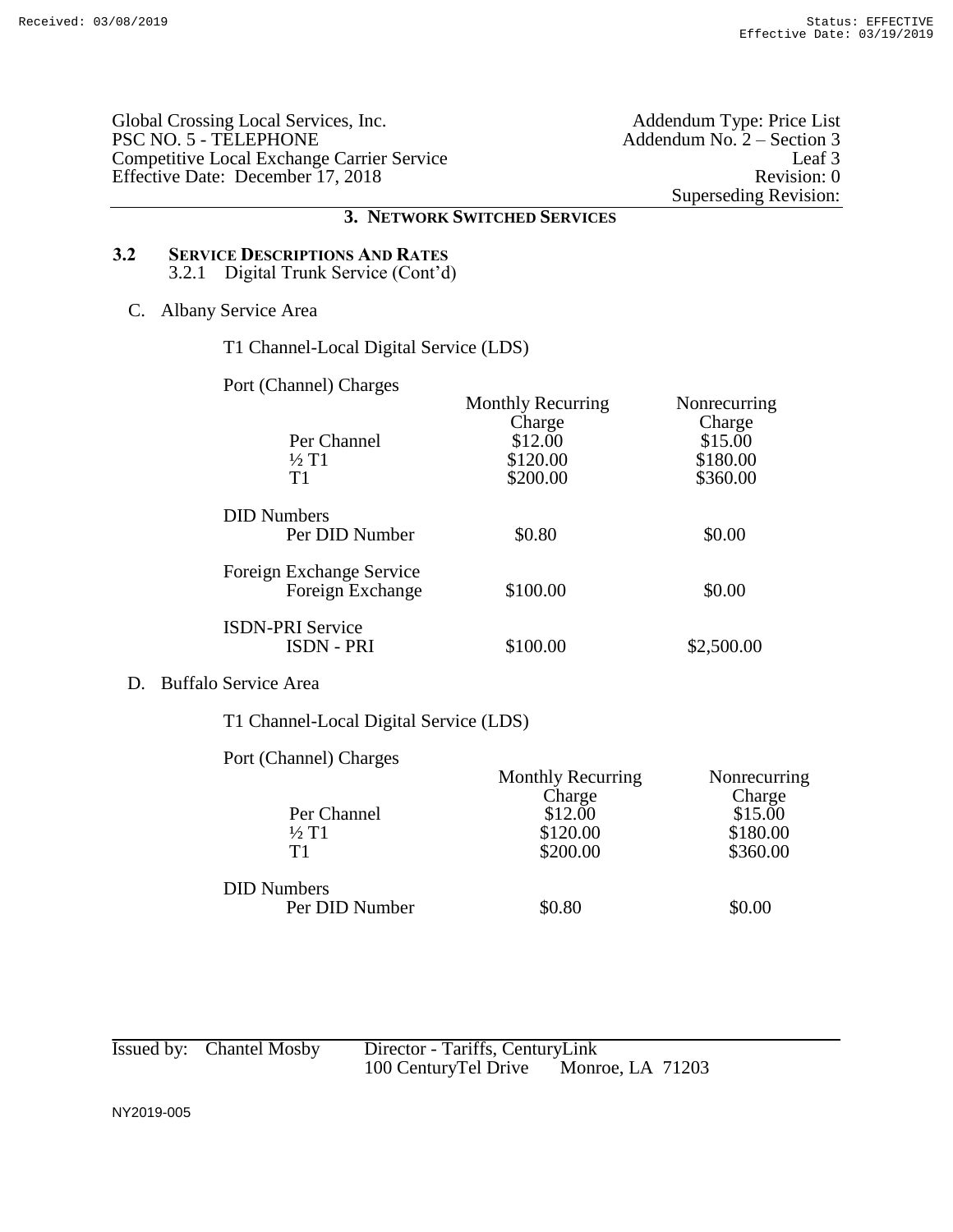Global Crossing Local Services, Inc.
PSC NO. 5 - TELEPHONE
Competitive Local Exchange Carrier Service
Effective Date: December 17, 2018

Addendum Type: Price List
Addendum No. 2 – Section 3
Leaf 3
Revision: 0
Superseding Revision:

## 3. NETWORK SWITCHED SERVICES

### 3.2 SERVICE DESCRIPTIONS AND RATES

3.2.1 Digital Trunk Service (Cont'd)

C. Albany Service Area

T1 Channel-Local Digital Service (LDS)

| Port (Channel) Charges | Monthly Recurring Charge | Nonrecurring Charge |
|---|---|---|
| Per Channel | $12.00 | $15.00 |
| ½ T1 | $120.00 | $180.00 |
| T1 | $200.00 | $360.00 |
| **DID Numbers** | | |
| Per DID Number | $0.80 | $0.00 |
| **Foreign Exchange Service** | | |
| Foreign Exchange | $100.00 | $0.00 |
| **ISDN-PRI Service** | | |
| ISDN - PRI | $100.00 | $2,500.00 |

D. Buffalo Service Area

T1 Channel-Local Digital Service (LDS)

| Port (Channel) Charges | Monthly Recurring Charge | Nonrecurring Charge |
|---|---|---|
| Per Channel | $12.00 | $15.00 |
| ½ T1 | $120.00 | $180.00 |
| T1 | $200.00 | $360.00 |
| **DID Numbers** | | |
| Per DID Number | $0.80 | $0.00 |

Issued by: Chantel Mosby Director - Tariffs, CenturyLink
100 CenturyTel Drive Monroe, LA 71203

NY2019-005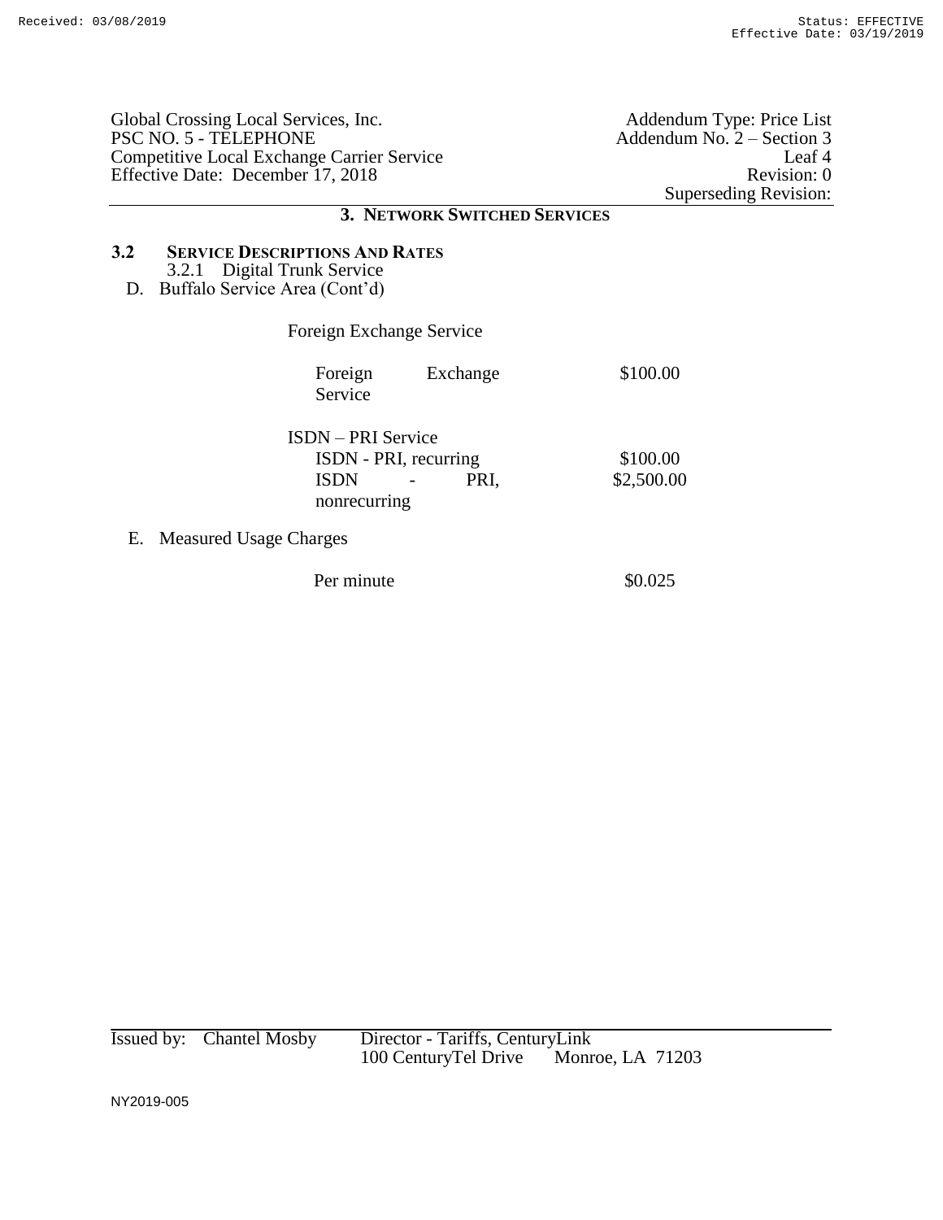Global Crossing Local Services, Inc.
PSC NO. 5 - TELEPHONE
Competitive Local Exchange Carrier Service
Effective Date: December 17, 2018

Addendum Type: Price List
Addendum No. 2 – Section 3
Leaf 4
Revision: 0
Superseding Revision:

## 3. NETWORK SWITCHED SERVICES

### 3.2 SERVICE DESCRIPTIONS AND RATES

3.2.1 Digital Trunk Service

D. Buffalo Service Area (Cont'd)

Foreign Exchange Service

| | |
|---|---|
| Foreign Exchange Service | $100.00 |

ISDN – PRI Service

| | |
|---|---|
| ISDN - PRI, recurring | $100.00 |
| ISDN - PRI, nonrecurring | $2,500.00 |

E. Measured Usage Charges

| | |
|---|---|
| Per minute | $0.025 |

Issued by: Chantel Mosby Director - Tariffs, CenturyLink
100 CenturyTel Drive Monroe, LA 71203

NY2019-005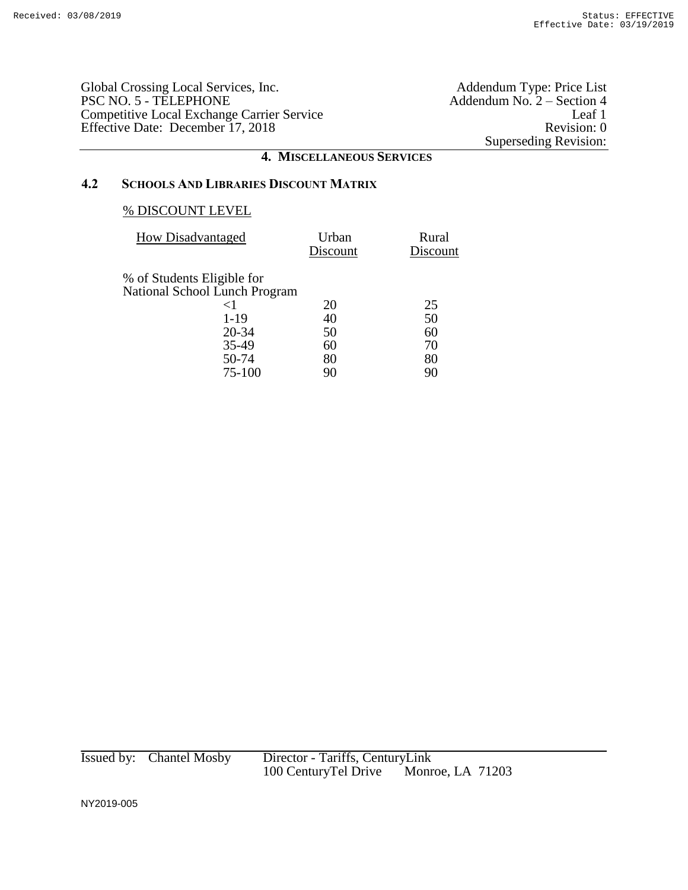Global Crossing Local Services, Inc.
PSC NO. 5 - TELEPHONE
Competitive Local Exchange Carrier Service
Effective Date: December 17, 2018

Addendum Type: Price List
Addendum No. 2 – Section 4
Leaf 1
Revision: 0
Superseding Revision:

## 4. MISCELLANEOUS SERVICES

### 4.2 SCHOOLS AND LIBRARIES DISCOUNT MATRIX

% DISCOUNT LEVEL

| How Disadvantaged | Urban Discount | Rural Discount |
|---|---|---|
| % of Students Eligible for National School Lunch Program | | |
| <1 | 20 | 25 |
| 1-19 | 40 | 50 |
| 20-34 | 50 | 60 |
| 35-49 | 60 | 70 |
| 50-74 | 80 | 80 |
| 75-100 | 90 | 90 |

Issued by: Chantel Mosby  Director - Tariffs, CenturyLink
100 CenturyTel Drive  Monroe, LA 71203

NY2019-005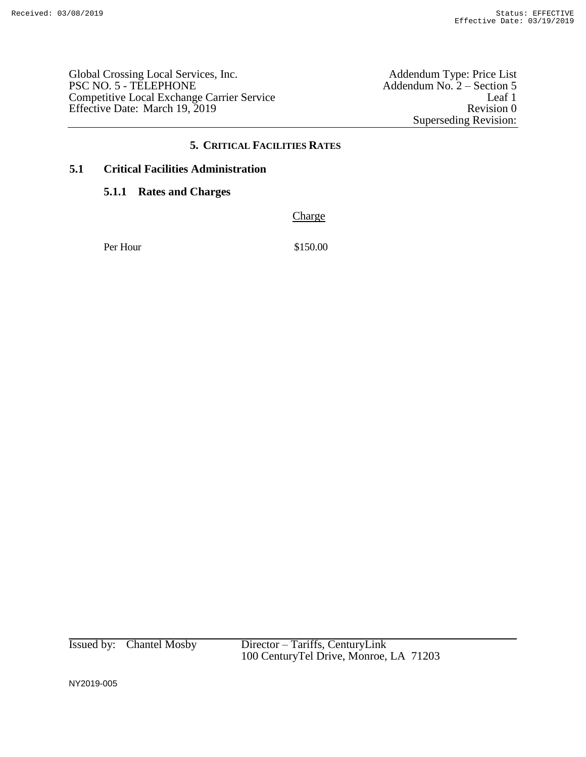## 5. CRITICAL FACILITIES RATES

### 5.1 Critical Facilities Administration

#### 5.1.1 Rates and Charges

| | Charge |
|---|---|
| Per Hour | $150.00 |